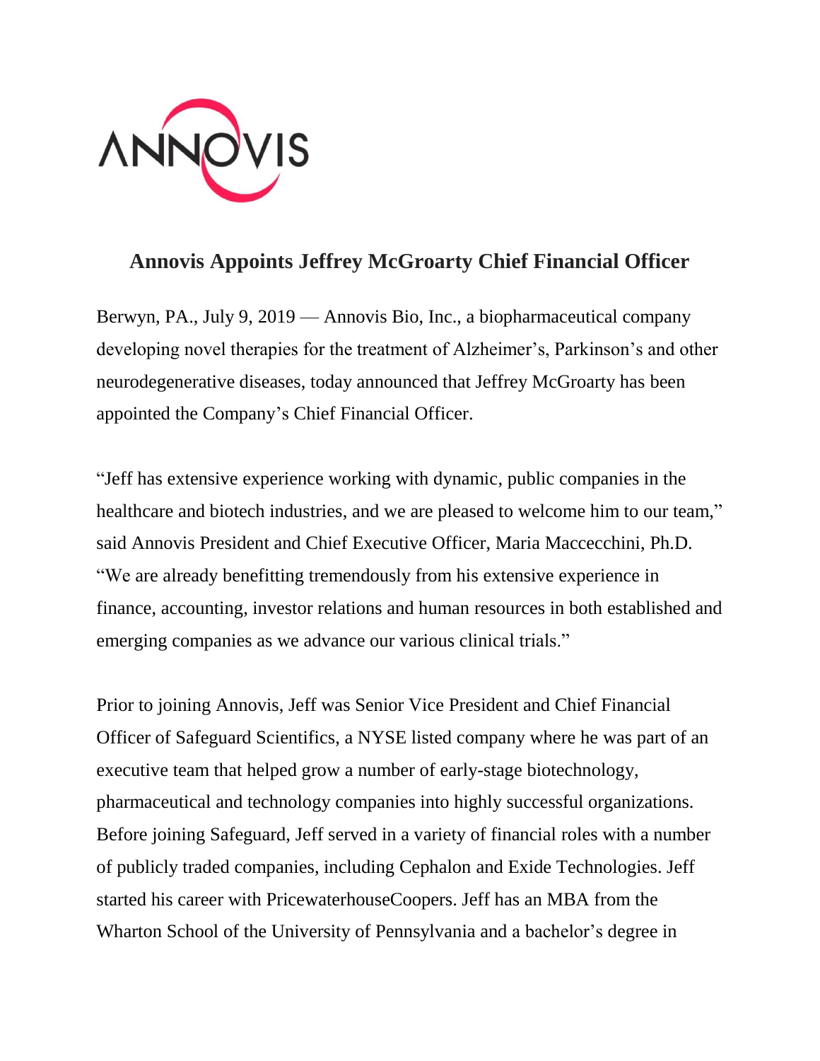ANNOVIS

# Annovis Appoints Jeffrey McGroarty Chief Financial Officer

Berwyn, PA., July 9, 2019 — Annovis Bio, Inc., a biopharmaceutical company developing novel therapies for the treatment of Alzheimer's, Parkinson's and other neurodegenerative diseases, today announced that Jeffrey McGroarty has been appointed the Company's Chief Financial Officer.

"Jeff has extensive experience working with dynamic, public companies in the healthcare and biotech industries, and we are pleased to welcome him to our team," said Annovis President and Chief Executive Officer, Maria Maccecchini, Ph.D. "We are already benefitting tremendously from his extensive experience in finance, accounting, investor relations and human resources in both established and emerging companies as we advance our various clinical trials."

Prior to joining Annovis, Jeff was Senior Vice President and Chief Financial Officer of Safeguard Scientifics, a NYSE listed company where he was part of an executive team that helped grow a number of early-stage biotechnology, pharmaceutical and technology companies into highly successful organizations. Before joining Safeguard, Jeff served in a variety of financial roles with a number of publicly traded companies, including Cephalon and Exide Technologies. Jeff started his career with PricewaterhouseCoopers. Jeff has an MBA from the Wharton School of the University of Pennsylvania and a bachelor's degree in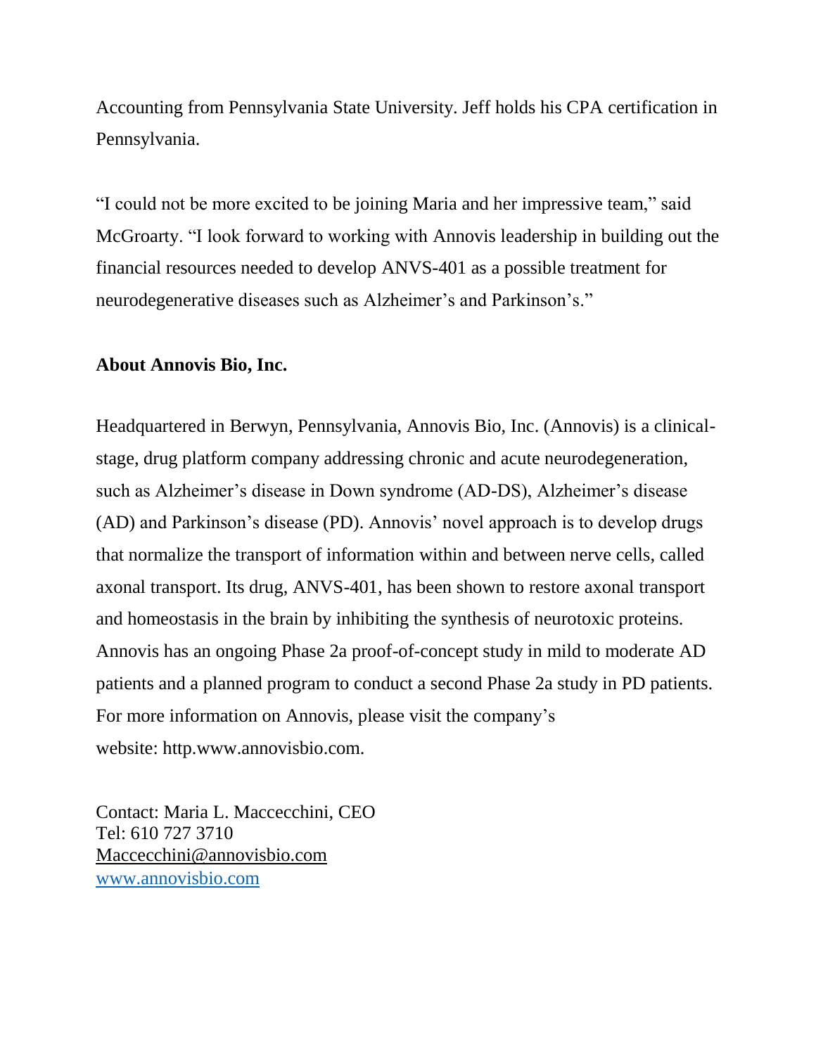Accounting from Pennsylvania State University. Jeff holds his CPA certification in Pennsylvania.

"I could not be more excited to be joining Maria and her impressive team," said McGroarty. "I look forward to working with Annovis leadership in building out the financial resources needed to develop ANVS-401 as a possible treatment for neurodegenerative diseases such as Alzheimer's and Parkinson's."

**About Annovis Bio, Inc.**

Headquartered in Berwyn, Pennsylvania, Annovis Bio, Inc. (Annovis) is a clinical-stage, drug platform company addressing chronic and acute neurodegeneration, such as Alzheimer's disease in Down syndrome (AD-DS), Alzheimer's disease (AD) and Parkinson's disease (PD). Annovis' novel approach is to develop drugs that normalize the transport of information within and between nerve cells, called axonal transport. Its drug, ANVS-401, has been shown to restore axonal transport and homeostasis in the brain by inhibiting the synthesis of neurotoxic proteins. Annovis has an ongoing Phase 2a proof-of-concept study in mild to moderate AD patients and a planned program to conduct a second Phase 2a study in PD patients. For more information on Annovis, please visit the company's website: http.www.annovisbio.com.

Contact: Maria L. Maccecchini, CEO
Tel: 610 727 3710
Maccecchini@annovisbio.com
www.annovisbio.com